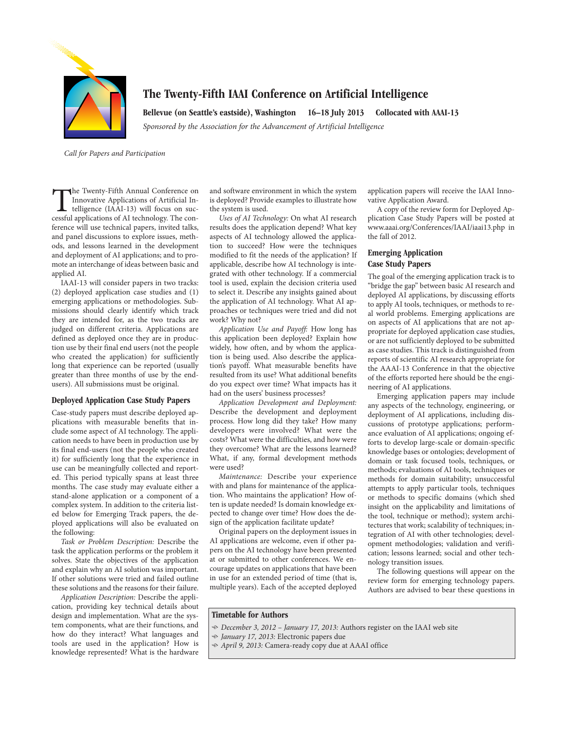# The Twenty-Fifth IAAI Conference on Artificial Intelligence

**Bellevue (on Seattle's eastside), Washington 16–18 July 2013 Collocated with AAAI-13**

*Sponsored by the Association for the Advancement of Artificial Intelligence*

*Call for Papers and Participation*

The Twenty-Fifth Annual Conference on Innovative Applications of Artificial Intelligence (IAAI-13) will focus on successful applications of AI technology. The conference will use technical papers, invited talks, and panel discussions to explore issues, methods, and lessons learned in the development and deployment of AI applications; and to promote an interchange of ideas between basic and applied AI.

IAAI-13 will consider papers in two tracks: (2) deployed application case studies and (1) emerging applications or methodologies. Submissions should clearly identify which track they are intended for, as the two tracks are judged on different criteria. Applications are defined as deployed once they are in production use by their final end users (not the people who created the application) for sufficiently long that experience can be reported (usually greater than three months of use by the end-users). All submissions must be original.

## Deployed Application Case Study Papers

Case-study papers must describe deployed applications with measurable benefits that include some aspect of AI technology. The application needs to have been in production use by its final end-users (not the people who created it) for sufficiently long that the experience in use can be meaningfully collected and reported. This period typically spans at least three months. The case study may evaluate either a stand-alone application or a component of a complex system. In addition to the criteria listed below for Emerging Track papers, the deployed applications will also be evaluated on the following:

*Task or Problem Description:* Describe the task the application performs or the problem it solves. State the objectives of the application and explain why an AI solution was important. If other solutions were tried and failed outline these solutions and the reasons for their failure.

*Application Description:* Describe the application, providing key technical details about design and implementation. What are the system components, what are their functions, and how do they interact? What languages and tools are used in the application? How is knowledge represented? What is the hardware and software environment in which the system is deployed? Provide examples to illustrate how the system is used.

*Uses of AI Technology:* On what AI research results does the application depend? What key aspects of AI technology allowed the application to succeed? How were the techniques modified to fit the needs of the application? If applicable, describe how AI technology is integrated with other technology. If a commercial tool is used, explain the decision criteria used to select it. Describe any insights gained about the application of AI technology. What AI approaches or techniques were tried and did not work? Why not?

*Application Use and Payoff:* How long has this application been deployed? Explain how widely, how often, and by whom the application is being used. Also describe the application's payoff. What measurable benefits have resulted from its use? What additional benefits do you expect over time? What impacts has it had on the users' business processes?

*Application Development and Deployment:* Describe the development and deployment process. How long did they take? How many developers were involved? What were the costs? What were the difficulties, and how were they overcome? What are the lessons learned? What, if any, formal development methods were used?

*Maintenance:* Describe your experience with and plans for maintenance of the application. Who maintains the application? How often is update needed? Is domain knowledge expected to change over time? How does the design of the application facilitate update?

Original papers on the deployment issues in AI applications are welcome, even if other papers on the AI technology have been presented at or submitted to other conferences. We encourage updates on applications that have been in use for an extended period of time (that is, multiple years). Each of the accepted deployed application papers will receive the IAAI Innovative Application Award.

A copy of the review form for Deployed Application Case Study Papers will be posted at www.aaai.org/Conferences/IAAI/iaai13.php in the fall of 2012.

## Emerging Application Case Study Papers

The goal of the emerging application track is to "bridge the gap" between basic AI research and deployed AI applications, by discussing efforts to apply AI tools, techniques, or methods to real world problems. Emerging applications are on aspects of AI applications that are not appropriate for deployed application case studies, or are not sufficiently deployed to be submitted as case studies. This track is distinguished from reports of scientific AI research appropriate for the AAAI-13 Conference in that the objective of the efforts reported here should be the engineering of AI applications.

Emerging application papers may include any aspects of the technology, engineering, or deployment of AI applications, including discussions of prototype applications; performance evaluation of AI applications; ongoing efforts to develop large-scale or domain-specific knowledge bases or ontologies; development of domain or task focused tools, techniques, or methods; evaluations of AI tools, techniques or methods for domain suitability; unsuccessful attempts to apply particular tools, techniques or methods to specific domains (which shed insight on the applicability and limitations of the tool, technique or method); system architectures that work; scalability of techniques; integration of AI with other technologies; development methodologies; validation and verification; lessons learned; social and other technology transition issues.

The following questions will appear on the review form for emerging technology papers. Authors are advised to bear these questions in

### Timetable for Authors

- *December 3, 2012 – January 17, 2013:* Authors register on the IAAI web site
- *January 17, 2013:* Electronic papers due
- *April 9, 2013:* Camera-ready copy due at AAAI office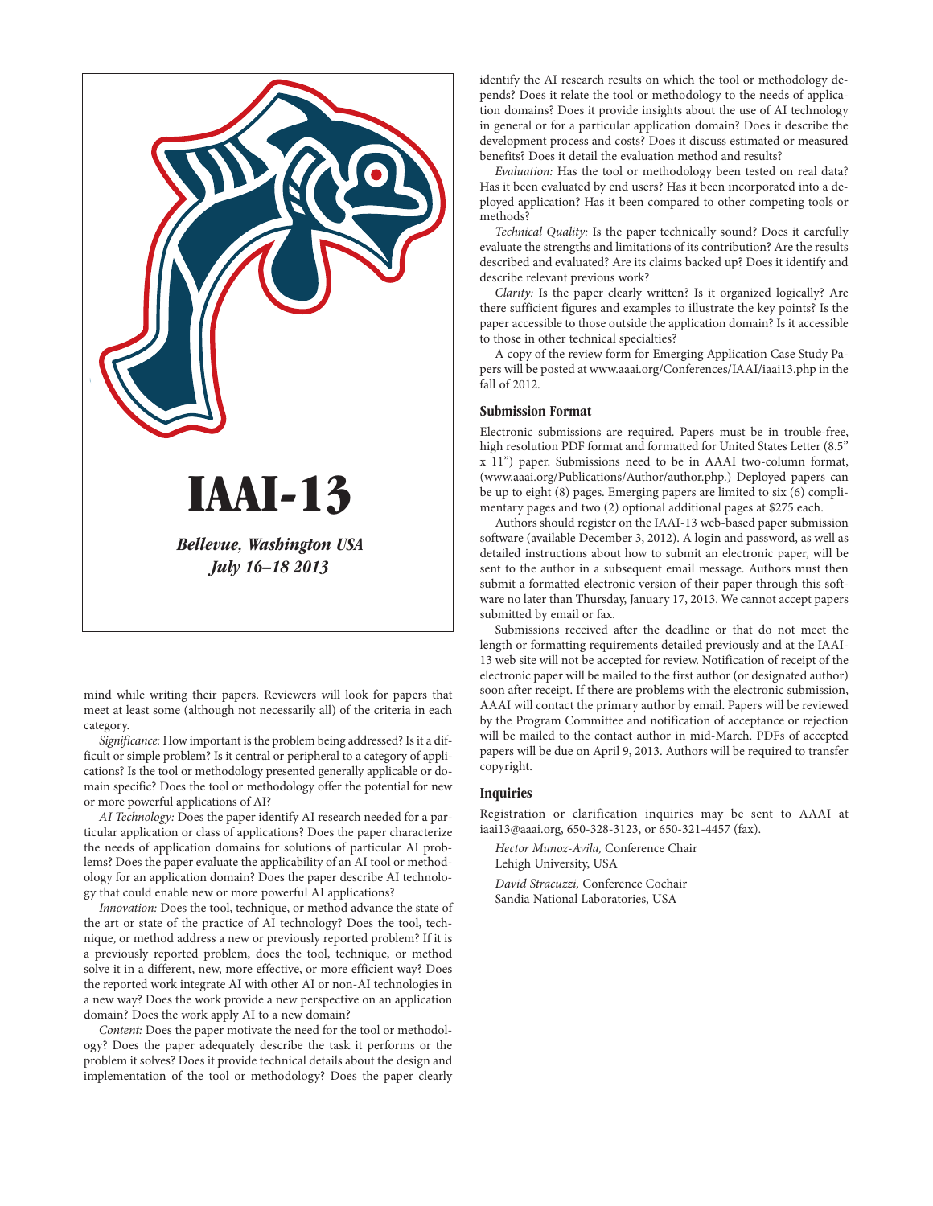# IAAI-13

***Bellevue, Washington USA***
***July 16–18 2013***

mind while writing their papers. Reviewers will look for papers that meet at least some (although not necessarily all) of the criteria in each category.

*Significance:* How important is the problem being addressed? Is it a difficult or simple problem? Is it central or peripheral to a category of applications? Is the tool or methodology presented generally applicable or domain specific? Does the tool or methodology offer the potential for new or more powerful applications of AI?

*AI Technology:* Does the paper identify AI research needed for a particular application or class of applications? Does the paper characterize the needs of application domains for solutions of particular AI problems? Does the paper evaluate the applicability of an AI tool or methodology for an application domain? Does the paper describe AI technology that could enable new or more powerful AI applications?

*Innovation:* Does the tool, technique, or method advance the state of the art or state of the practice of AI technology? Does the tool, technique, or method address a new or previously reported problem? If it is a previously reported problem, does the tool, technique, or method solve it in a different, new, more effective, or more efficient way? Does the reported work integrate AI with other AI or non-AI technologies in a new way? Does the work provide a new perspective on an application domain? Does the work apply AI to a new domain?

*Content:* Does the paper motivate the need for the tool or methodology? Does the paper adequately describe the task it performs or the problem it solves? Does it provide technical details about the design and implementation of the tool or methodology? Does the paper clearly identify the AI research results on which the tool or methodology depends? Does it relate the tool or methodology to the needs of application domains? Does it provide insights about the use of AI technology in general or for a particular application domain? Does it describe the development process and costs? Does it discuss estimated or measured benefits? Does it detail the evaluation method and results?

*Evaluation:* Has the tool or methodology been tested on real data? Has it been evaluated by end users? Has it been incorporated into a deployed application? Has it been compared to other competing tools or methods?

*Technical Quality:* Is the paper technically sound? Does it carefully evaluate the strengths and limitations of its contribution? Are the results described and evaluated? Are its claims backed up? Does it identify and describe relevant previous work?

*Clarity:* Is the paper clearly written? Is it organized logically? Are there sufficient figures and examples to illustrate the key points? Is the paper accessible to those outside the application domain? Is it accessible to those in other technical specialties?

A copy of the review form for Emerging Application Case Study Papers will be posted at www.aaai.org/Conferences/IAAI/iaai13.php in the fall of 2012.

### Submission Format

Electronic submissions are required. Papers must be in trouble-free, high resolution PDF format and formatted for United States Letter (8.5" x 11") paper. Submissions need to be in AAAI two-column format, (www.aaai.org/Publications/Author/author.php.) Deployed papers can be up to eight (8) pages. Emerging papers are limited to six (6) complimentary pages and two (2) optional additional pages at $275 each.

Authors should register on the IAAI-13 web-based paper submission software (available December 3, 2012). A login and password, as well as detailed instructions about how to submit an electronic paper, will be sent to the author in a subsequent email message. Authors must then submit a formatted electronic version of their paper through this software no later than Thursday, January 17, 2013. We cannot accept papers submitted by email or fax.

Submissions received after the deadline or that do not meet the length or formatting requirements detailed previously and at the IAAI-13 web site will not be accepted for review. Notification of receipt of the electronic paper will be mailed to the first author (or designated author) soon after receipt. If there are problems with the electronic submission, AAAI will contact the primary author by email. Papers will be reviewed by the Program Committee and notification of acceptance or rejection will be mailed to the contact author in mid-March. PDFs of accepted papers will be due on April 9, 2013. Authors will be required to transfer copyright.

### Inquiries

Registration or clarification inquiries may be sent to AAAI at iaai13@aaai.org, 650-328-3123, or 650-321-4457 (fax).

*Hector Munoz-Avila,* Conference Chair
Lehigh University, USA

*David Stracuzzi,* Conference Cochair
Sandia National Laboratories, USA